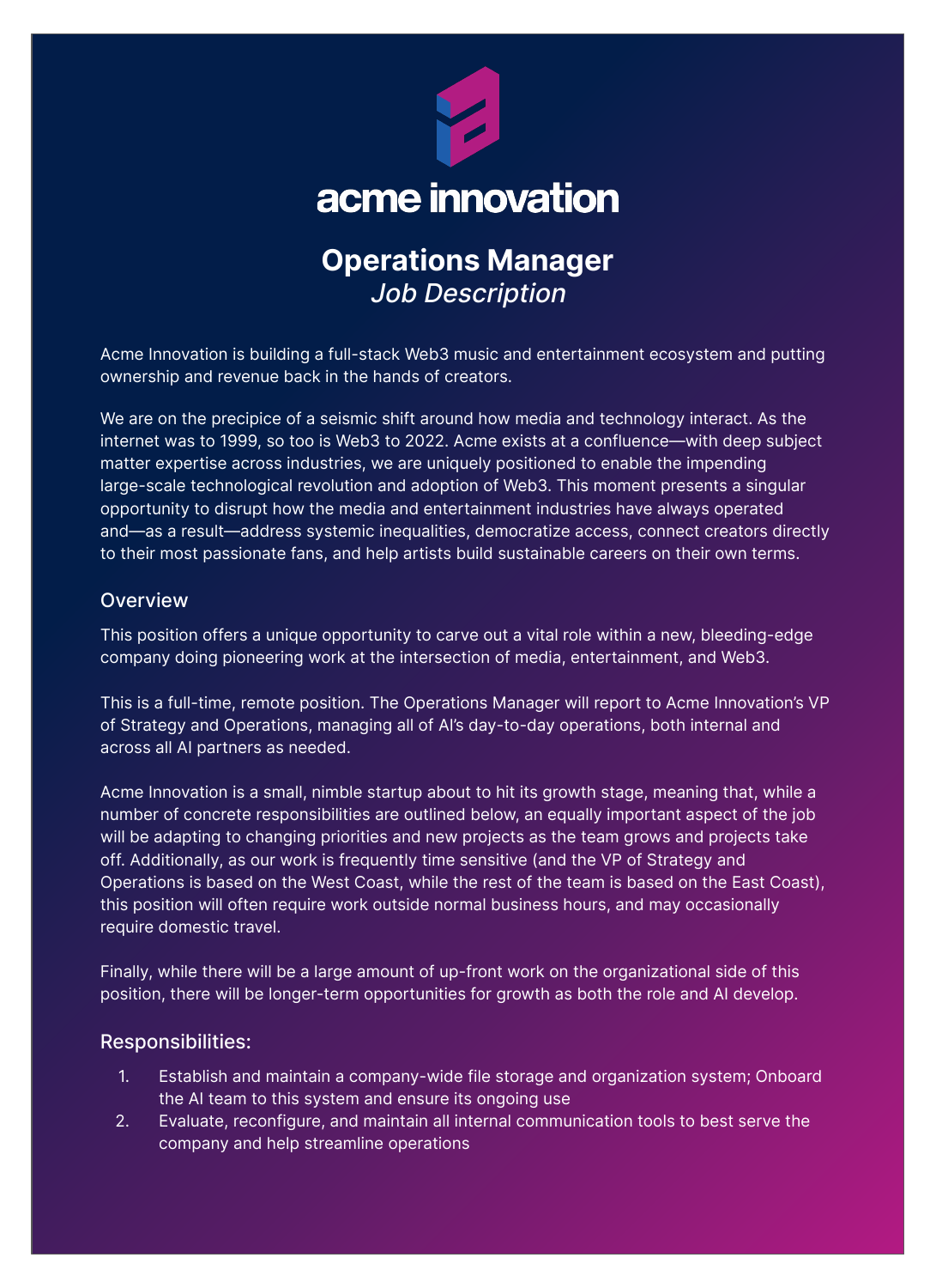acme innovation

# Operations Manager

*Job Description*

Acme Innovation is building a full-stack Web3 music and entertainment ecosystem and putting ownership and revenue back in the hands of creators.

We are on the precipice of a seismic shift around how media and technology interact. As the internet was to 1999, so too is Web3 to 2022. Acme exists at a confluence—with deep subject matter expertise across industries, we are uniquely positioned to enable the impending large-scale technological revolution and adoption of Web3. This moment presents a singular opportunity to disrupt how the media and entertainment industries have always operated and—as a result—address systemic inequalities, democratize access, connect creators directly to their most passionate fans, and help artists build sustainable careers on their own terms.

## Overview

This position offers a unique opportunity to carve out a vital role within a new, bleeding-edge company doing pioneering work at the intersection of media, entertainment, and Web3.

This is a full-time, remote position. The Operations Manager will report to Acme Innovation's VP of Strategy and Operations, managing all of AI's day-to-day operations, both internal and across all AI partners as needed.

Acme Innovation is a small, nimble startup about to hit its growth stage, meaning that, while a number of concrete responsibilities are outlined below, an equally important aspect of the job will be adapting to changing priorities and new projects as the team grows and projects take off. Additionally, as our work is frequently time sensitive (and the VP of Strategy and Operations is based on the West Coast, while the rest of the team is based on the East Coast), this position will often require work outside normal business hours, and may occasionally require domestic travel.

Finally, while there will be a large amount of up-front work on the organizational side of this position, there will be longer-term opportunities for growth as both the role and AI develop.

## Responsibilities:

1. Establish and maintain a company-wide file storage and organization system; Onboard the AI team to this system and ensure its ongoing use
2. Evaluate, reconfigure, and maintain all internal communication tools to best serve the company and help streamline operations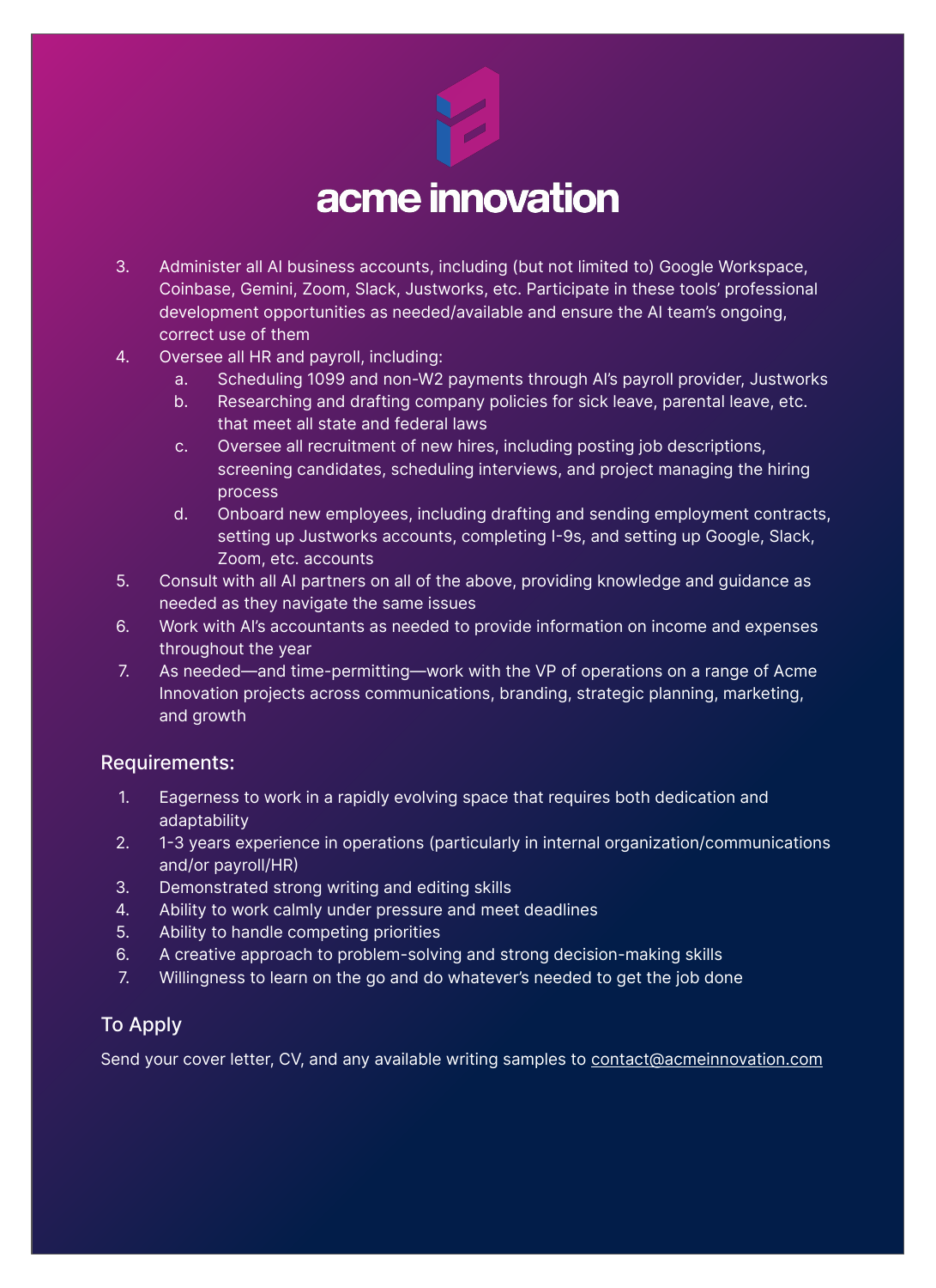acme innovation

3. Administer all AI business accounts, including (but not limited to) Google Workspace, Coinbase, Gemini, Zoom, Slack, Justworks, etc. Participate in these tools' professional development opportunities as needed/available and ensure the AI team's ongoing, correct use of them
4. Oversee all HR and payroll, including:
    a. Scheduling 1099 and non-W2 payments through AI's payroll provider, Justworks
    b. Researching and drafting company policies for sick leave, parental leave, etc. that meet all state and federal laws
    c. Oversee all recruitment of new hires, including posting job descriptions, screening candidates, scheduling interviews, and project managing the hiring process
    d. Onboard new employees, including drafting and sending employment contracts, setting up Justworks accounts, completing I-9s, and setting up Google, Slack, Zoom, etc. accounts
5. Consult with all AI partners on all of the above, providing knowledge and guidance as needed as they navigate the same issues
6. Work with AI's accountants as needed to provide information on income and expenses throughout the year
7. As needed—and time-permitting—work with the VP of operations on a range of Acme Innovation projects across communications, branding, strategic planning, marketing, and growth

## Requirements:

1. Eagerness to work in a rapidly evolving space that requires both dedication and adaptability
2. 1-3 years experience in operations (particularly in internal organization/communications and/or payroll/HR)
3. Demonstrated strong writing and editing skills
4. Ability to work calmly under pressure and meet deadlines
5. Ability to handle competing priorities
6. A creative approach to problem-solving and strong decision-making skills
7. Willingness to learn on the go and do whatever's needed to get the job done

## To Apply

Send your cover letter, CV, and any available writing samples to contact@acmeinnovation.com